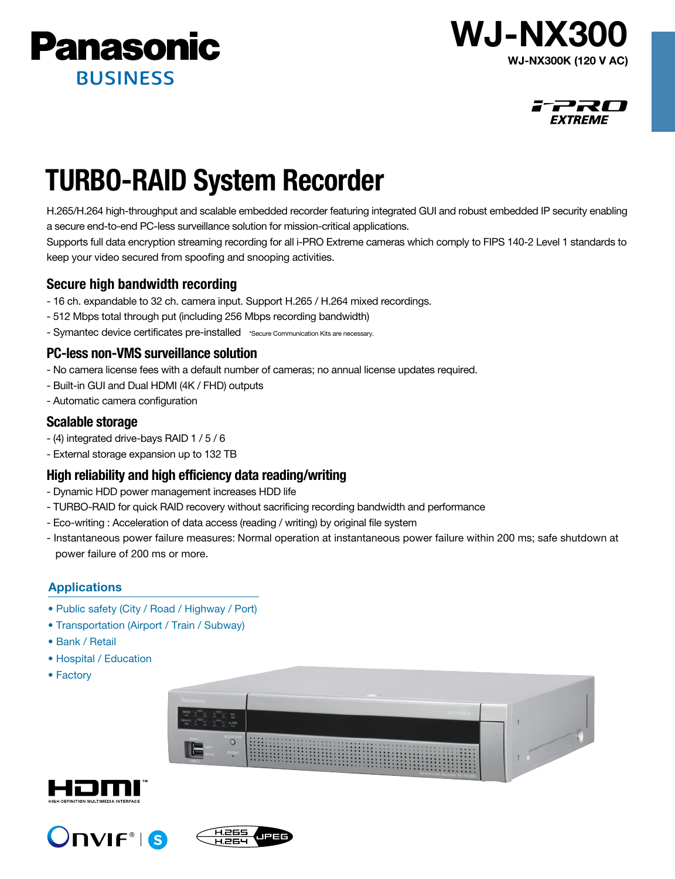Panasonic BUSINESS

# WJ-NX300

**WJ-NX300K (120 V AC)**

i-PRO EXTREME

# TURBO-RAID System Recorder

H.265/H.264 high-throughput and scalable embedded recorder featuring integrated GUI and robust embedded IP security enabling a secure end-to-end PC-less surveillance solution for mission-critical applications.
Supports full data encryption streaming recording for all i-PRO Extreme cameras which comply to FIPS 140-2 Level 1 standards to keep your video secured from spoofing and snooping activities.

## Secure high bandwidth recording

- 16 ch. expandable to 32 ch. camera input. Support H.265 / H.264 mixed recordings.
- 512 Mbps total through put (including 256 Mbps recording bandwidth)
- Symantec device certificates pre-installed *Secure Communication Kits are necessary.

## PC-less non-VMS surveillance solution

- No camera license fees with a default number of cameras; no annual license updates required.
- Built-in GUI and Dual HDMI (4K / FHD) outputs
- Automatic camera configuration

## Scalable storage

- (4) integrated drive-bays RAID 1 / 5 / 6
- External storage expansion up to 132 TB

## High reliability and high efficiency data reading/writing

- Dynamic HDD power management increases HDD life
- TURBO-RAID for quick RAID recovery without sacrificing recording bandwidth and performance
- Eco-writing : Acceleration of data access (reading / writing) by original file system
- Instantaneous power failure measures: Normal operation at instantaneous power failure within 200 ms; safe shutdown at power failure of 200 ms or more.

## Applications

- Public safety (City / Road / Highway / Port)
- Transportation (Airport / Train / Subway)
- Bank / Retail
- Hospital / Education
- Factory

HDMI™ HIGH-DEFINITION MULTIMEDIA INTERFACE

ONVIF® S

H.265 H.264 JPEG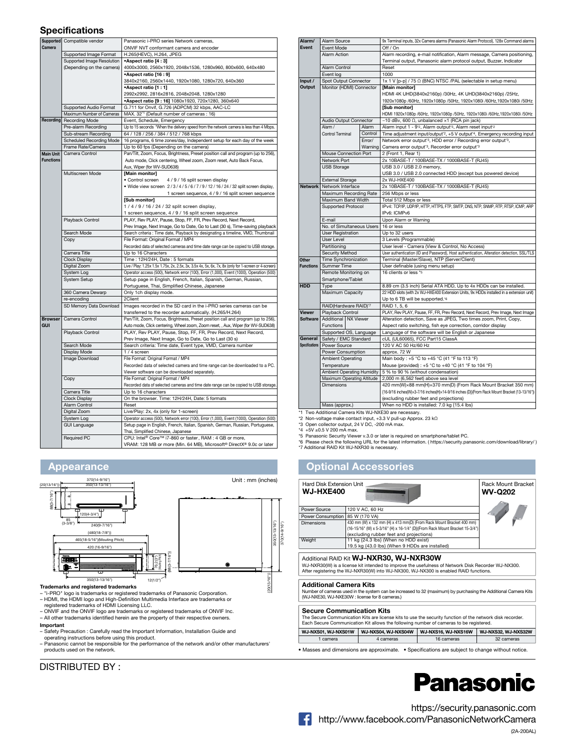## Specifications

| | | |
|---|---|---|
| Supported Camera | Compatible vendor | Panasonic i-PRO series Network cameras, ONVIF NVT conformant camera and encoder |
| | Supported Image Format | H.265(HEVC), H.264, JPEG |
| | Supported Image Resolution (Depending on the camera) | •Aspect ratio [4 : 3] 4000x3000, 2560x1920, 2048x1536, 1280x960, 800x600, 640x480 •Aspect ratio [16 : 9] 3840x2160, 2560x1440, 1920x1080, 1280x720, 640x360 •Aspect ratio [1 : 1] 2992x2992, 2816x2816, 2048x2048, 1280x1280 •Aspect ratio [9 : 16] 1080x1920, 720x1280, 360x640 |
| | Supported Audio Format | G.711 for Onvif, G.726 (ADPCM) 32 kbps, AAC-LC |
| | Maximum Number of Cameras | MAX. 32*1 (Default number of cameras : 16) |
| Recording | Recording Mode | Event, Schedule, Emergency |
| | Pre-alarm Recording | Up to 15 seconds *When the delivery speed from the network camera is less than 4 Mbps. |
| | Sub-stream Recording | 64 / 128 / 256 / 384 / 512 / 768 kbps |
| | Scheduled Recording Mode | 16 programs, 6 time zones/day, Independent setup for each day of the week |
| | Frame Rate/Camera | Up to 60 fps (Depending on the camera) |
| Main Unit Functions | Camera Control | Pan/Tilt, Zoom, Focus, Brightness, Preset position call and program (up to 256), Auto mode, Click centering, Wheel zoom, Zoom reset, Auto Back Focus, Aux, Wiper (for WV-SUD638) |
| | Multiscreen Mode | [Main monitor] • Control screen 4 / 9 / 16 split screen display • Wide view screen 2 / 3 / 4 / 5 / 6 / 7 / 9 / 12 / 16 / 24 / 32 split screen display, 1 screen sequence, 4 / 9 / 16 split screen sequence [Sub monitor] 1 / 4 / 9 / 16 / 24 / 32 split screen display, 1 screen sequence, 4 / 9 / 16 split screen sequence |
| | Playback Control | PLAY, Rev PLAY, Pause, Stop, FF, FR, Prev Record, Next Record, Prev Image, Next Image, Go to Date, Go to Last (30 s), Time-saving playback |
| | Search Mode | Search criteria : Time date, Playback by designating a timeline, VMD, Thumbnail |
| | Copy | File Format: Original Format / MP4 Recorded data of selected cameras and time date range can be copied to USB storage. |
| | Camera Title | Up to 16 Characters |
| | Clock Display | Time : 12H/24H, Date : 5 formats |
| | Digital Zoom | Live / Play: 1.25x 1.5x 1.75x, 2x, 2.5x, 3x, 3.5x 4x, 5x, 6x, 7x, 8x (only for 1-screen or 4-screen) |
| | System Log | Operator access (500), Network error (100), Error (1,000), Event (1000), Operation (500) |
| | System Setup | Setup page in English, French, Italian, Spanish, German, Russian, Portuguese, Thai, Simplified Chinese, Japanese |
| | 360 Camera Dewarp | Only 1ch display mode. |
| | re-encoding | 2Client |
| | SD Memory Data Download | Images recorded in the SD card in the i-PRO series cameras can be transferred to the recorder automatically. (H.265/H.264) |
| Browser GUI | Camera Control | Pan/Tilt, Zoom, Focus, Brightness, Preset position call and program (up to 256), Auto mode, Click centering, Wheel zoom, Zoom reset, , Aux, Wiper (for WV-SUD638) |
| | Playback Control | PLAY, Rev PLAY, Pause, Stop, FF, FR, Prev Record, Next Record, Prev Image, Next Image, Go to Date, Go to Last (30 s) |
| | Search Mode | Search criteria: Time date, Event type, VMD, Camera number |
| | Display Mode | 1 / 4 screen |
| | Image Download | File Format: Original Format / MP4 Recorded data of selected camera and time range can be downloaded to a PC. Viewer software can be downloaded separately. |
| | Copy | File Format: Original Format / MP4 Recorded data of selected cameras and time date range can be copied to USB storage. |
| | Camera Title | Up to 16 characters |
| | Clock Display | On the browser. Time: 12H/24H, Date: 5 formats |
| | Alarm Control | Reset |
| | Digital Zoom | Live/Play: 2x, 4x (only for 1-screen) |
| | System Log | Operator access (500), Network error (100), Error (1,000), Event (1000), Operation (500) |
| | GUI Language | Setup page in English, French, Italian, Spanish, German, Russian, Portuguese, Thai, Simplified Chinese, Japanese |
| | Required PC | CPU: Intel® Core™ i7-860 or faster, RAM : 4 GB or more, VRAM: 128 MB or more (Min. 64 MB), Microsoft® DirectX® 9.0c or later |

| | | | |
|---|---|---|---|
| Alarm/ Event | Alarm Source | | 9x Terminal inputs, 32x Camera alarms (Panasonic Alarm Protocol), 128x Command alarms |
| | Event Mode | | Off / On |
| | Alarm Action | | Alarm recording, e-mail notification, Alarm message, Camera positioning, Terminal output, Panasonic alarm protocol output, Buzzer, Indicator |
| | Alarm Control | | Reset |
| | Event log | | 1000 |
| Input / Output | Spot Output Connector | | 1x 1 V [p-p] / 75 Ω (BNC) NTSC /PAL (selectable in setup menu) |
| | Monitor (HDMI) Connector | | [Main monitor] HDMI 4K UHD(3840x2160p) /30Hz, 4K UHD(3840x2160p) /25Hz, 1920x1080p /60Hz, 1920x1080p /50Hz, 1920x1080i /60Hz,1920x1080i /50Hz [Sub monitor] HDMI 1920x1080p /60Hz, 1920x1080p /50Hz, 1920x1080i /60Hz,1920x1080i /50Hz |
| | Audio Output Connector | | −10 dBv, 600 Ω, unbalanced ×1 (RCA pin jack) |
| | Alarm / Control Terminal | Alarm | Alarm input 1 - 9*2, Alarm output*3, Alarm reset input*2 |
| | | Control | Time adjustment input/output*2, +5 V output*4, Emergency recording input |
| | | Error/ Warning | Network error output*3, HDD error / Recording error output*3, Camera error output*3, Recorder error output*3 |
| | Mouse Connection Port | | 2 (Front 1, Rear 1) |
| | Network Port | | 2x 10BASE-T / 100BASE-TX / 1000BASE-T (RJ45) |
| | USB Storage | | USB 3.0 / USB 2.0 memory, USB 3.0 / USB 2.0 connected HDD (except bus powered device) |
| | External Storage | | 2x WJ-HXE400 |
| Network | Network Interface | | 2x 10BASE-T / 100BASE-TX / 1000BASE-T (RJ45) |
| | Maximum Recording Rate | | 256 Mbps or less |
| | Maximum Band Width | | Total 512 Mbps or less |
| | Supported Protocol | | IPv4: TCP/IP, UDP/IP, HTTP, HTTPS, FTP, SMTP, DNS, NTP, SNMP, RTP, RTSP, ICMP, ARP IPv6: ICMPv6 |
| | E-mail | | Upon Alarm or Warning |
| | No. of Simultaneous Users | | 16 or less |
| | User Registration | | Up to 32 users |
| | User Level | | 3 Levels (Programmable) |
| | Partitioning | | User level - Camera (View & Control, No Access) |
| | Security Method | | User authentication (ID and Password), Host authentication, Alteration detection, SSL/TLS |
| Other Functions | Time Synchronization | | Terminal (Master/Slave), NTP (Server/Client) |
| | Summer Time | | User definable (using menu setup) |
| | Remote Monitoring on Smartphone/Tablet | | 16 clients or less *5 |
| HDD | Type | | 8.89 cm (3.5 inch) Serial ATA HDD, Up to 4x HDDs can be installed. |
| | Maximum Capacity | | 22 HDD slots (with 2x WJ-HXE400 Extension Units, 9x HDDs installed in a extension unit) Up to 6 TB will be supported.*6 |
| | RAID(Hardware RAID)*7 | | RAID 1, 5, 6 |
| Viewer Software | Playback Control | | PLAY, Rev PLAY, Pause, FF, FR, Prev Record, Next Record, Prev Image, Next Image |
| | Additional Functions | NX Viewer | Alteration detection, Save as JPEG, Two times zoom, Print, Copy, Aspect ratio switching, fish eye correction, corridor display |
| | Supported OS, Language | | Language of the software will be English or Japanese |
| General Specifications | Safety / EMC Standard | | cUL (UL60065), FCC Part15 ClassA |
| | Power Source | | 120 V AC 50 Hz/60 Hz |
| | Power Consumption | | approx. 72 W |
| | Ambient Operating Temperature | | Main body : +5 °C to +45 °C (41 °F to 113 °F) Mouse (provided) : +5 °C to +40 °C (41 °F to 104 °F) |
| | Ambient Operating Humidity | | 5 % to 90 % (without condensation) |
| | Maximum Operating Altitude | | 2,000 m (6,562 feet) above sea level |
| | Dimensions | | 420 mm(W)×88 mm(H)×370 mm(D) (From Rack Mount Bracket 350 mm) (16-9/16 inches(W)×3-7/16 inches(H)×14-9/16 inches (D))(From Rack Mount Bracket (13-13/16")) (excluding rubber feet and projections) |
| | Mass (approx.) | | When no HDD is installed: 7.0 kg {15.4 lbs} |

*1 Two Additional Camera Kits WJ-NXE30 are necessary.
*2 Non-voltage make contact input, +3.3 V pull-up Approx. 23 kΩ
*3 Open collector output, 24 V DC, -200 mA max.
*4 +5V ±0.5 V 200 mA max.
*5 Panasonic Security Viewer v.3.0 or later is required on smartphone/tablet PC.
*6 Please check the following URL for the latest information. ( https://security.panasonic.com/download/library/ )
*7 Additional RAID Kit WJ-NXR30 is necessary.

## Appearance

Unit : mm (inches)

370(14-9/16")
350(13-13/16")
(20(13/16"))
88(3-7/16")
120(4-3/4")
85 (3-3/8")
240(9-7/16")
(480(18-7/8"))
465(18-5/16")(Mouting Pitch)
420 (16-9/16")
76.2(3") (Mouting Pitch)
88(3-7/16")
350(13-13/16")
12(1/2")
350(13-13/16")
370(14-9/16")
(20(13/16"))

**Trademarks and registered trademarks**
- "i-PRO" logo is trademarks or registered trademarks of Panasonic Corporation.
- HDMI, the HDMI logo and High-Definition Multimedia Interface are trademarks or registered trademarks of HDMI Licensing LLC.
- ONVIF and the ONVIF logo are trademarks or registered trademarks of ONVIF Inc.
- All other trademarks identified herein are the property of their respective owners.

**Important**
- Safety Precaution : Carefully read the Important Information, Installation Guide and operating instructions before using this product.
- Panasonic cannot be responsible for the performance of the network and/or other manufacturers' products used on the network.

## Optional Accessories

Hard Disk Extension Unit
**WJ-HXE400**

| | |
|---|---|
| Power Source | 120 V AC, 60 Hz |
| Power Consumption | 85 W (170 VA) |
| Dimensions | 430 mm (W) x 132 mm (H) x 413 mm(D) (From Rack Mount Bracket 400 mm) (16-15/16" (W) x 5-3/16" (H) x 16-1/4" (D))(From Rack Mount Bracket 15-3/4") (excluding rubber feet and projections) |
| Weight | 11 kg {24.3 lbs} (When no HDD exist) 19.5 kg {43.0 lbs} (When 9 HDDs are installed) |

Rack Mount Bracket
**WV-Q202**

Additional RAID Kit **WJ-NXR30, WJ-NXR30W**
WJ-NXR30(W) is a license kit intended to improve the usefulness of Network Disk Recorder WJ-NX300. After registering the WJ-NXR30(W) into WJ-NX300, WJ-NX300 is enabled RAID functions.

**Additional Camera Kits**
Number of cameras used in the system can be increased to 32 (maximum) by purchasing the Additional Camera Kits (WJ-NXE30, WJ-NXE30W : license for 8 cameras.)

**Secure Communication Kits**
The Secure Communication Kits are license kits to use the security function of the network disk recorder. Each Secure Communication Kit allows the following number of cameras to be registered.

| WJ-NXS01, WJ-NXS01W | WJ-NXS04, WJ-NXS04W | WJ-NXS16, WJ-NXS16W | WJ-NXS32, WJ-NXS32W |
|---|---|---|---|
| 1 camera | 4 cameras | 16 cameras | 32 cameras |

• Masses and dimensions are approximate. • Specifications are subject to change without notice.

DISTRIBUTED BY :

Panasonic

https://security.panasonic.com
http://www.facebook.com/PanasonicNetworkCamera

(2A-200AL)